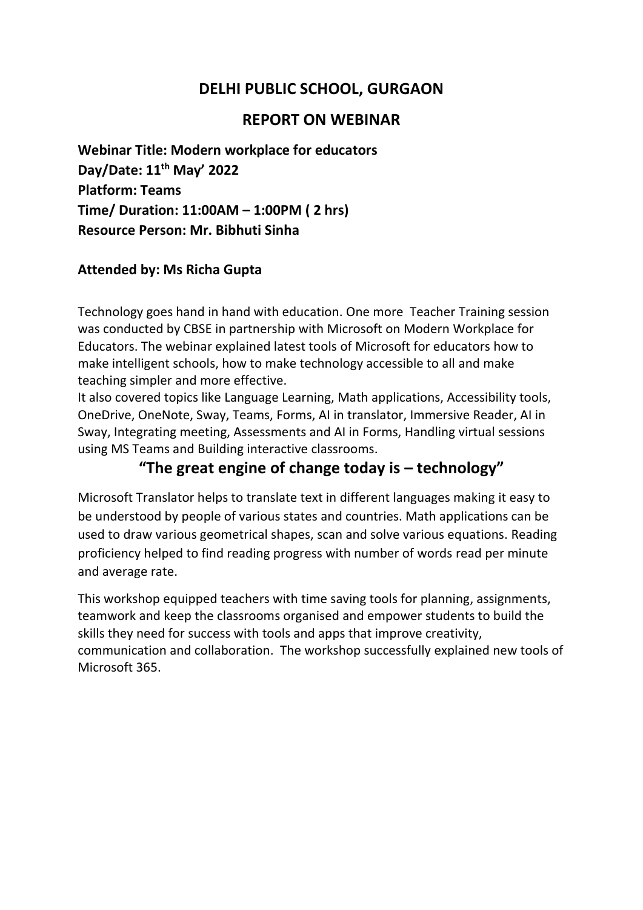# DELHI PUBLIC SCHOOL, GURGAON

## REPORT ON WEBINAR

**Webinar Title: Modern workplace for educators**
**Day/Date: 11th May' 2022**
**Platform: Teams**
**Time/ Duration: 11:00AM – 1:00PM ( 2 hrs)**
**Resource Person: Mr. Bibhuti Sinha**

**Attended by: Ms Richa Gupta**

Technology goes hand in hand with education. One more Teacher Training session was conducted by CBSE in partnership with Microsoft on Modern Workplace for Educators. The webinar explained latest tools of Microsoft for educators how to make intelligent schools, how to make technology accessible to all and make teaching simpler and more effective.
It also covered topics like Language Learning, Math applications, Accessibility tools, OneDrive, OneNote, Sway, Teams, Forms, AI in translator, Immersive Reader, AI in Sway, Integrating meeting, Assessments and AI in Forms, Handling virtual sessions using MS Teams and Building interactive classrooms.

### "The great engine of change today is – technology"

Microsoft Translator helps to translate text in different languages making it easy to be understood by people of various states and countries. Math applications can be used to draw various geometrical shapes, scan and solve various equations. Reading proficiency helped to find reading progress with number of words read per minute and average rate.

This workshop equipped teachers with time saving tools for planning, assignments, teamwork and keep the classrooms organised and empower students to build the skills they need for success with tools and apps that improve creativity, communication and collaboration. The workshop successfully explained new tools of Microsoft 365.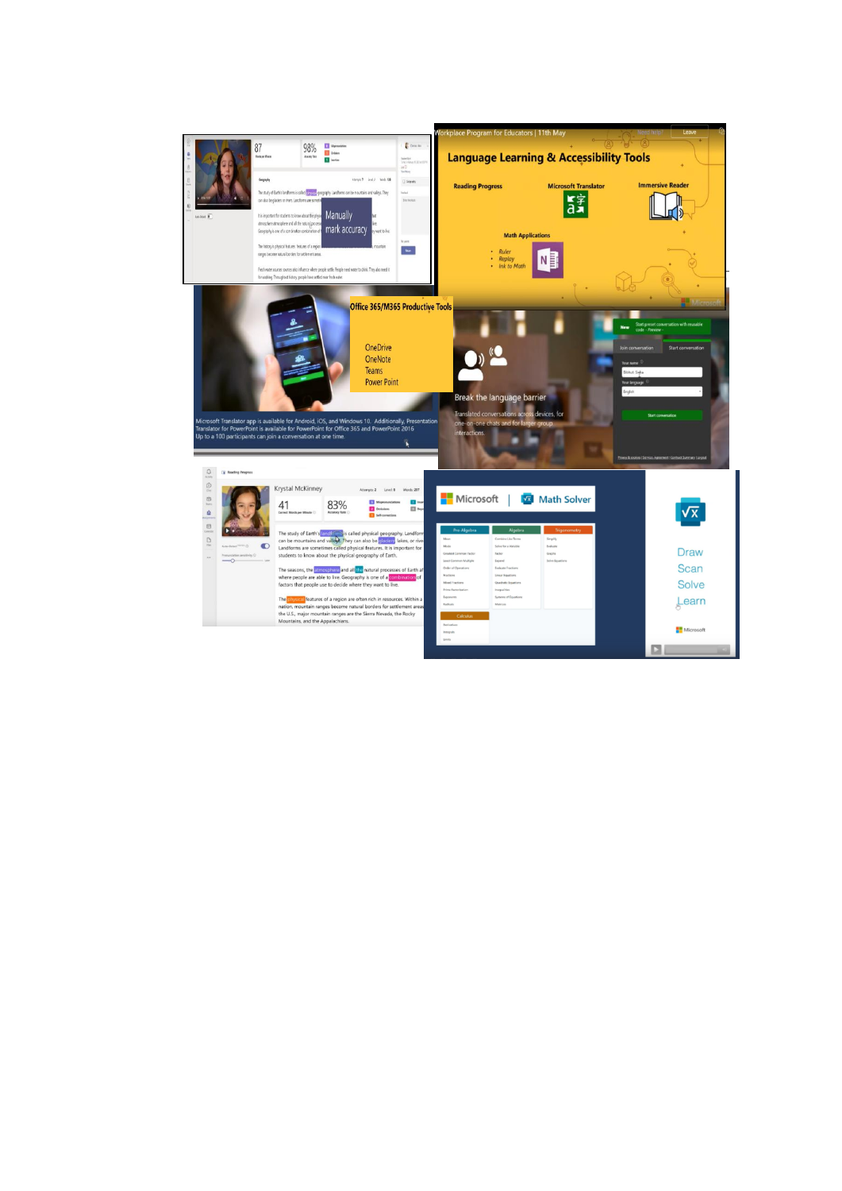87

98%

Manually mark accuracy

Workplace Program for Educators | 11th May

## Language Learning & Accessibility Tools

**Reading Progress**

**Microsoft Translator**

**Immersive Reader**

**Math Applications**

- *Ruler*
- *Replay*
- *Ink to Math*

**Office 365/M365 Productive Tools**

OneDrive
OneNote
Teams
Power Point

Microsoft Translator app is available for Android, iOS, and Windows 10. Additionally, Presentation Translator for PowerPoint is available for Office 365 and PowerPoint 2016
Up to a 100 participants can join a conversation at one time.

Break the language barrier

Translated conversations across devices, for one-on-one chats and for larger group interactions.

Join conversation | Start conversation

Start conversation

Reading Progress

Krystal McKinney

41 Correct Words per Minute

83% Accuracy Rate

The study of Earth's landforms is called physical geography. Landform... can be mountains and valleys. They can also be glaciers, lakes, or rive... Landforms are sometimes called physical features. It is important for students to know about the physical geography of Earth.

The seasons, the atmosphere and all the natural processes of Earth af... where people are able to live. Geography is one of a combination of factors that people use to decide where they want to live.

The physical features of a region are often rich in resources. Within a nation, mountain ranges become natural borders for settlement areas. In the U.S., major mountain ranges are the Sierra Nevada, the Rocky Mountains, and the Appalachians.

Microsoft | Math Solver

Pre Algebra | Algebra | Trigonometry | Calculus

Draw
Scan
Solve
Learn

Microsoft